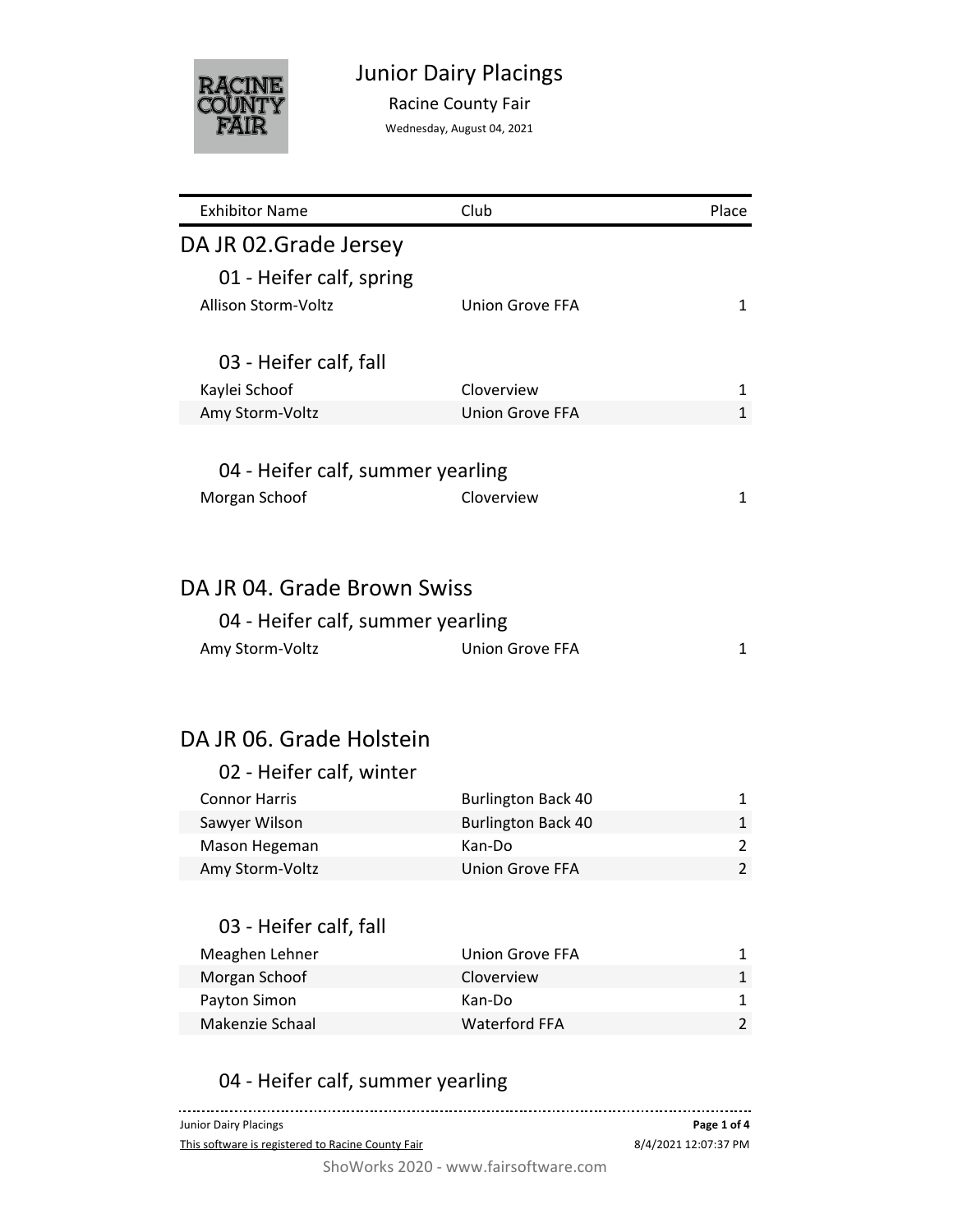# Junior Dairy Placings

Racine County Fair

Wednesday, August 04, 2021

| Exhibitor Name | Club | Place |
|---|---|---|

## DA JR 02.Grade Jersey

### 01 - Heifer calf, spring

| Exhibitor Name | Club | Place |
|---|---|---|
| Allison Storm-Voltz | Union Grove FFA | 1 |

### 03 - Heifer calf, fall

| Exhibitor Name | Club | Place |
|---|---|---|
| Kaylei Schoof | Cloverview | 1 |
| Amy Storm-Voltz | Union Grove FFA | 1 |

### 04 - Heifer calf, summer yearling

| Exhibitor Name | Club | Place |
|---|---|---|
| Morgan Schoof | Cloverview | 1 |

## DA JR 04. Grade Brown Swiss

### 04 - Heifer calf, summer yearling

| Exhibitor Name | Club | Place |
|---|---|---|
| Amy Storm-Voltz | Union Grove FFA | 1 |

## DA JR 06. Grade Holstein

### 02 - Heifer calf, winter

| Exhibitor Name | Club | Place |
|---|---|---|
| Connor Harris | Burlington Back 40 | 1 |
| Sawyer Wilson | Burlington Back 40 | 1 |
| Mason Hegeman | Kan-Do | 2 |
| Amy Storm-Voltz | Union Grove FFA | 2 |

### 03 - Heifer calf, fall

| Exhibitor Name | Club | Place |
|---|---|---|
| Meaghen Lehner | Union Grove FFA | 1 |
| Morgan Schoof | Cloverview | 1 |
| Payton Simon | Kan-Do | 1 |
| Makenzie Schaal | Waterford FFA | 2 |

### 04 - Heifer calf, summer yearling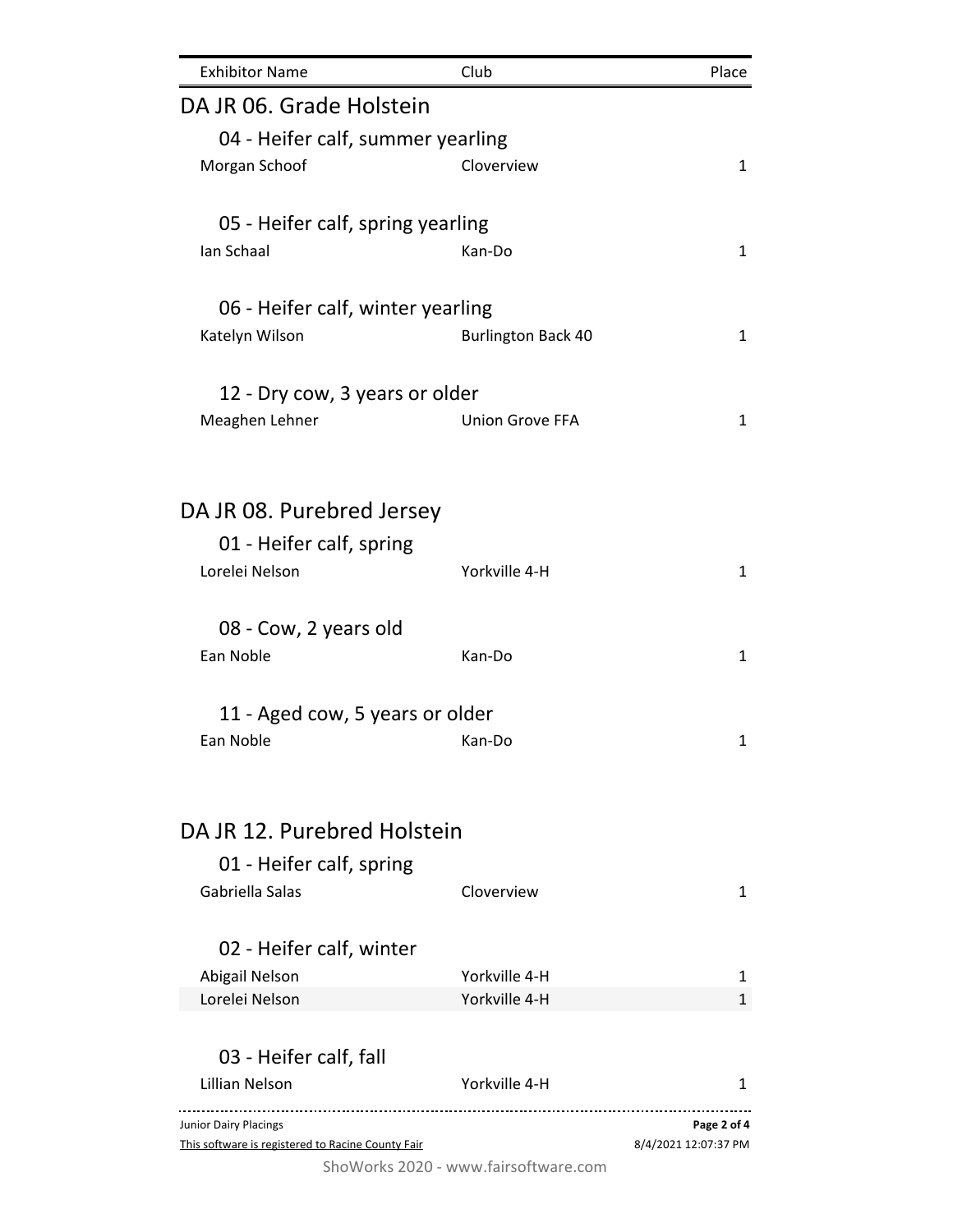| Exhibitor Name | Club | Place |
| --- | --- | --- |

## DA JR 06. Grade Holstein

### 04 - Heifer calf, summer yearling

| Exhibitor Name | Club | Place |
| --- | --- | --- |
| Morgan Schoof | Cloverview | 1 |

### 05 - Heifer calf, spring yearling

| Exhibitor Name | Club | Place |
| --- | --- | --- |
| Ian Schaal | Kan-Do | 1 |

### 06 - Heifer calf, winter yearling

| Exhibitor Name | Club | Place |
| --- | --- | --- |
| Katelyn Wilson | Burlington Back 40 | 1 |

### 12 - Dry cow, 3 years or older

| Exhibitor Name | Club | Place |
| --- | --- | --- |
| Meaghen Lehner | Union Grove FFA | 1 |

## DA JR 08. Purebred Jersey

### 01 - Heifer calf, spring

| Exhibitor Name | Club | Place |
| --- | --- | --- |
| Lorelei Nelson | Yorkville 4-H | 1 |

### 08 - Cow, 2 years old

| Exhibitor Name | Club | Place |
| --- | --- | --- |
| Ean Noble | Kan-Do | 1 |

### 11 - Aged cow, 5 years or older

| Exhibitor Name | Club | Place |
| --- | --- | --- |
| Ean Noble | Kan-Do | 1 |

## DA JR 12. Purebred Holstein

### 01 - Heifer calf, spring

| Exhibitor Name | Club | Place |
| --- | --- | --- |
| Gabriella Salas | Cloverview | 1 |

### 02 - Heifer calf, winter

| Exhibitor Name | Club | Place |
| --- | --- | --- |
| Abigail Nelson | Yorkville 4-H | 1 |
| Lorelei Nelson | Yorkville 4-H | 1 |

### 03 - Heifer calf, fall

| Exhibitor Name | Club | Place |
| --- | --- | --- |
| Lillian Nelson | Yorkville 4-H | 1 |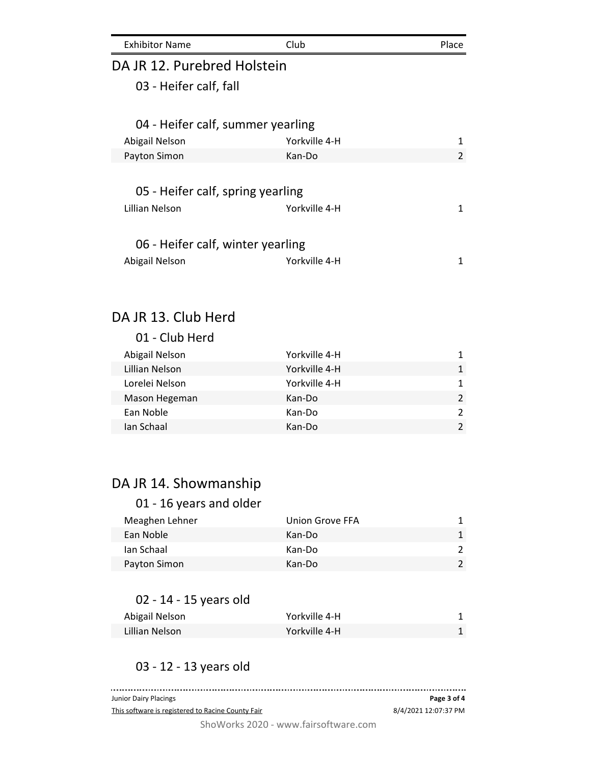| Exhibitor Name | Club | Place |
|---|---|---|

## DA JR 12. Purebred Holstein

### 03 - Heifer calf, fall

### 04 - Heifer calf, summer yearling

| Exhibitor Name | Club | Place |
|---|---|---|
| Abigail Nelson | Yorkville 4-H | 1 |
| Payton Simon | Kan-Do | 2 |

### 05 - Heifer calf, spring yearling

| Exhibitor Name | Club | Place |
|---|---|---|
| Lillian Nelson | Yorkville 4-H | 1 |

### 06 - Heifer calf, winter yearling

| Exhibitor Name | Club | Place |
|---|---|---|
| Abigail Nelson | Yorkville 4-H | 1 |

## DA JR 13. Club Herd

### 01 - Club Herd

| Exhibitor Name | Club | Place |
|---|---|---|
| Abigail Nelson | Yorkville 4-H | 1 |
| Lillian Nelson | Yorkville 4-H | 1 |
| Lorelei Nelson | Yorkville 4-H | 1 |
| Mason Hegeman | Kan-Do | 2 |
| Ean Noble | Kan-Do | 2 |
| Ian Schaal | Kan-Do | 2 |

## DA JR 14. Showmanship

### 01 - 16 years and older

| Exhibitor Name | Club | Place |
|---|---|---|
| Meaghen Lehner | Union Grove FFA | 1 |
| Ean Noble | Kan-Do | 1 |
| Ian Schaal | Kan-Do | 2 |
| Payton Simon | Kan-Do | 2 |

### 02 - 14 - 15 years old

| Exhibitor Name | Club | Place |
|---|---|---|
| Abigail Nelson | Yorkville 4-H | 1 |
| Lillian Nelson | Yorkville 4-H | 1 |

### 03 - 12 - 13 years old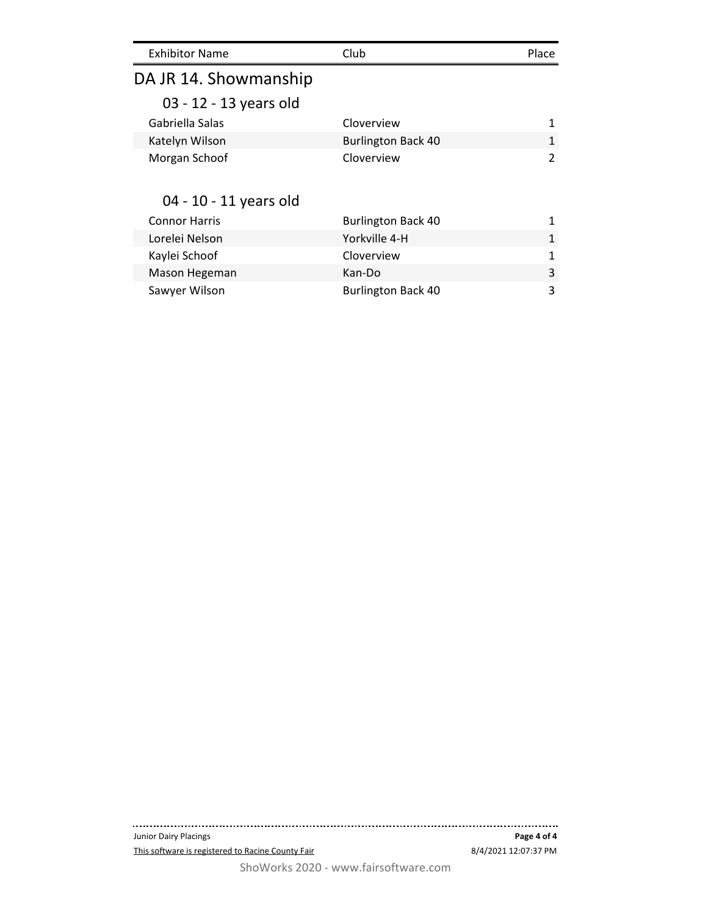| Exhibitor Name | Club | Place |
| --- | --- | --- |

# DA JR 14. Showmanship

## 03 - 12 - 13 years old

| | | |
| --- | --- | --- |
| Gabriella Salas | Cloverview | 1 |
| Katelyn Wilson | Burlington Back 40 | 1 |
| Morgan Schoof | Cloverview | 2 |

## 04 - 10 - 11 years old

| | | |
| --- | --- | --- |
| Connor Harris | Burlington Back 40 | 1 |
| Lorelei Nelson | Yorkville 4-H | 1 |
| Kaylei Schoof | Cloverview | 1 |
| Mason Hegeman | Kan-Do | 3 |
| Sawyer Wilson | Burlington Back 40 | 3 |